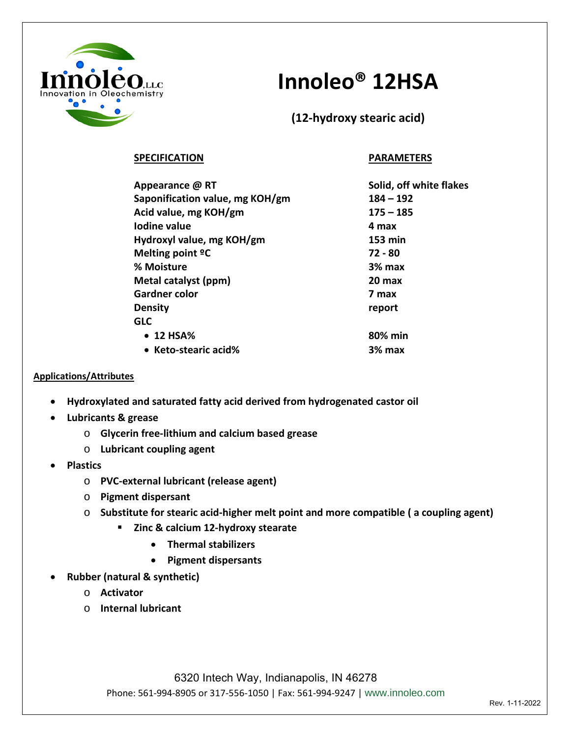Innoleo, LLC
Innovation in Oleochemistry

# Innoleo® 12HSA

## (12-hydroxy stearic acid)

| SPECIFICATION | PARAMETERS |
|---|---|
| Appearance @ RT | Solid, off white flakes |
| Saponification value, mg KOH/gm | 184 – 192 |
| Acid value, mg KOH/gm | 175 – 185 |
| Iodine value | 4 max |
| Hydroxyl value, mg KOH/gm | 153 min |
| Melting point ºC | 72 - 80 |
| % Moisture | 3% max |
| Metal catalyst (ppm) | 20 max |
| Gardner color | 7 max |
| Density | report |
| GLC | |
| • 12 HSA% | 80% min |
| • Keto-stearic acid% | 3% max |

**Applications/Attributes**

- **Hydroxylated and saturated fatty acid derived from hydrogenated castor oil**
- **Lubricants & grease**
  - **Glycerin free-lithium and calcium based grease**
  - **Lubricant coupling agent**
- **Plastics**
  - **PVC-external lubricant (release agent)**
  - **Pigment dispersant**
  - **Substitute for stearic acid-higher melt point and more compatible ( a coupling agent)**
    - **Zinc & calcium 12-hydroxy stearate**
      - **Thermal stabilizers**
      - **Pigment dispersants**
- **Rubber (natural & synthetic)**
  - **Activator**
  - **Internal lubricant**

6320 Intech Way, Indianapolis, IN 46278

Phone: 561-994-8905 or 317-556-1050 | Fax: 561-994-9247 | www.innoleo.com

Rev. 1-11-2022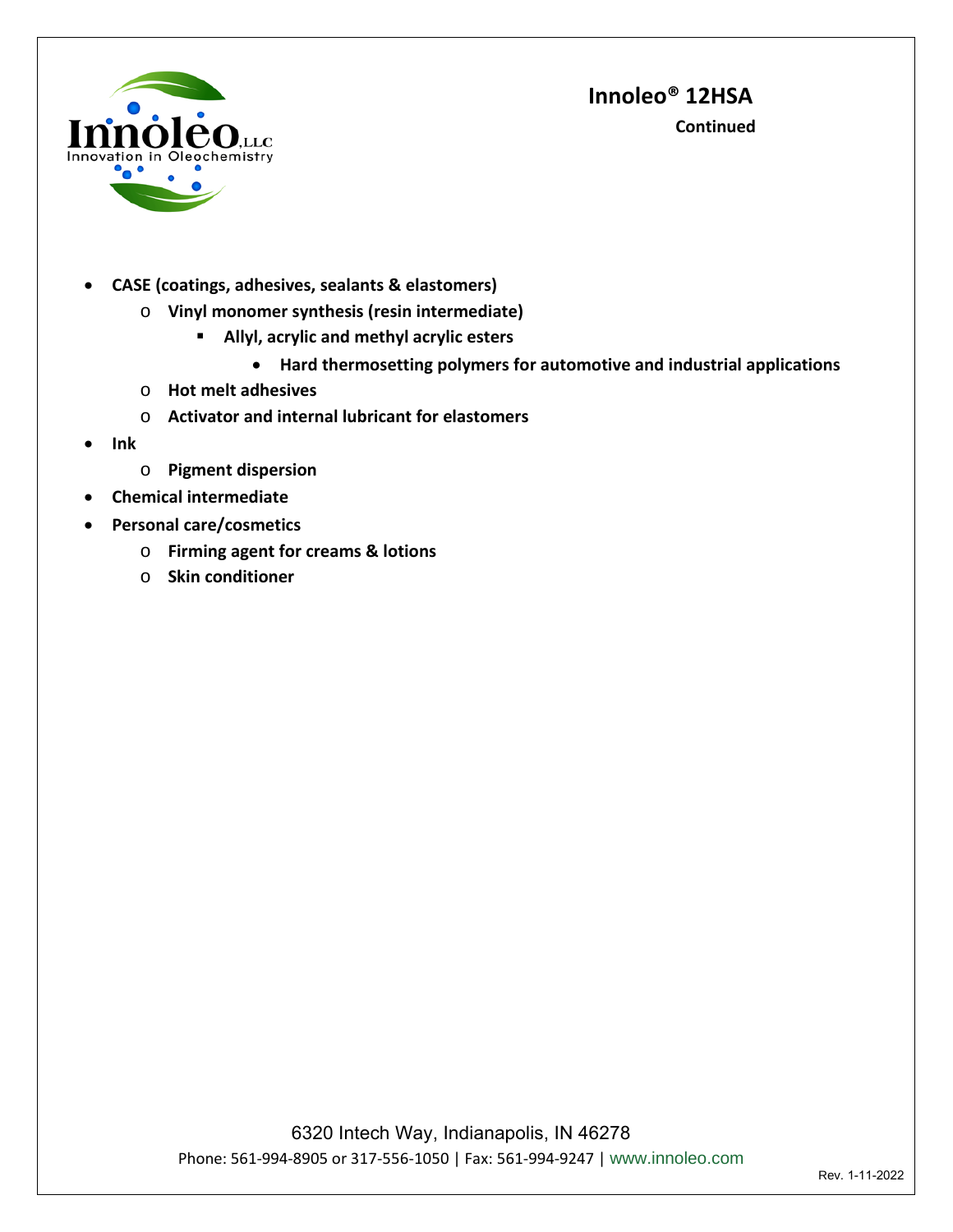# Innoleo® 12HSA

**Continued**

- **CASE (coatings, adhesives, sealants & elastomers)**
  - **Vinyl monomer synthesis (resin intermediate)**
    - **Allyl, acrylic and methyl acrylic esters**
      - **Hard thermosetting polymers for automotive and industrial applications**
  - **Hot melt adhesives**
  - **Activator and internal lubricant for elastomers**
- **Ink**
  - **Pigment dispersion**
- **Chemical intermediate**
- **Personal care/cosmetics**
  - **Firming agent for creams & lotions**
  - **Skin conditioner**

6320 Intech Way, Indianapolis, IN 46278

Phone: 561-994-8905 or 317-556-1050 | Fax: 561-994-9247 | www.innoleo.com

Rev. 1-11-2022